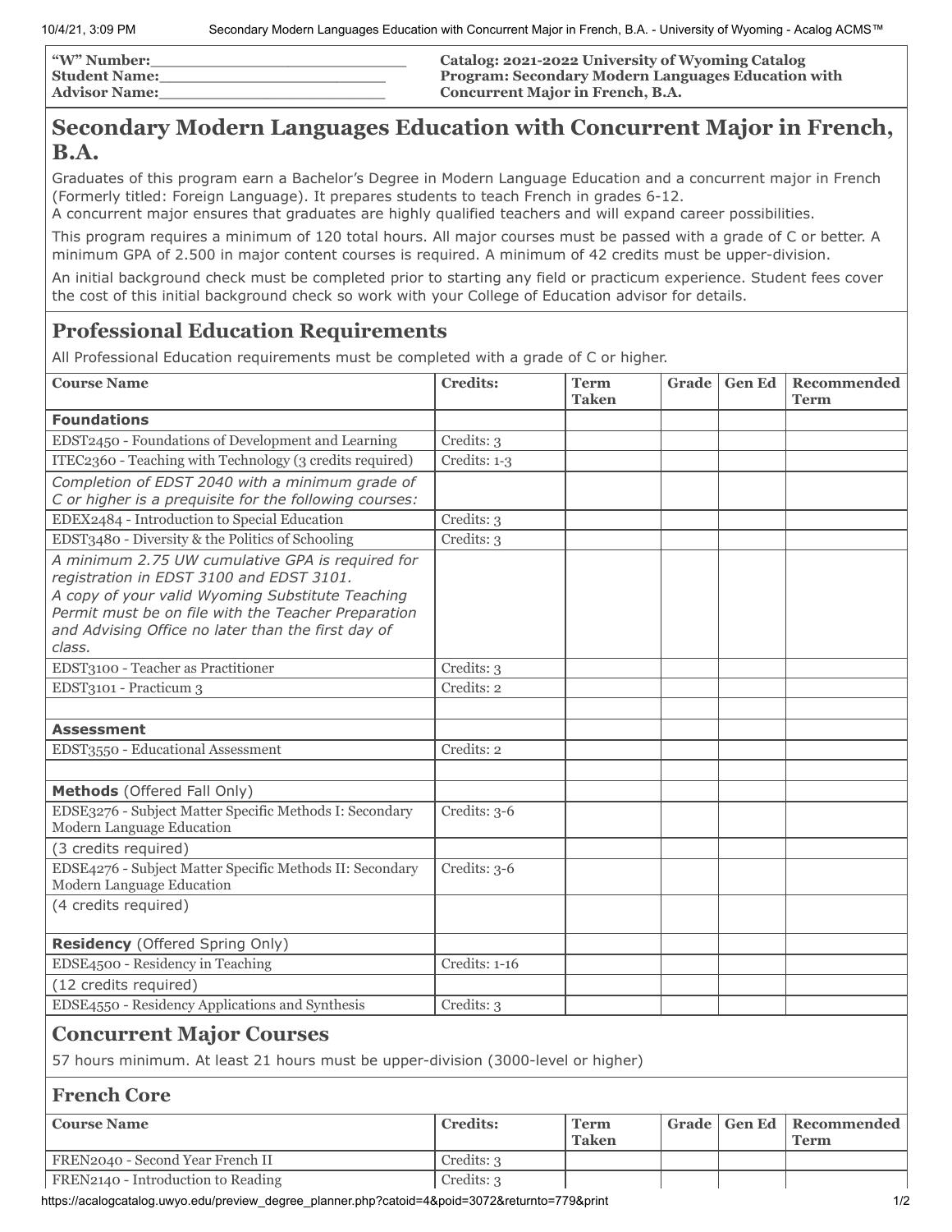| "W" Number:\_\_\_\_\_\_\_\_\_\_\_\_\_\_\_\_\_\_\_\_\_\_\_\_\_\_ | Catalog: 2021-2022 University of Wyoming Catalog |
|---|---|
| Student Name:\_\_\_\_\_\_\_\_\_\_\_\_\_\_\_\_\_\_\_\_\_\_\_\_\_\_ | Program: Secondary Modern Languages Education with Concurrent Major in French, B.A. |
| Advisor Name:\_\_\_\_\_\_\_\_\_\_\_\_\_\_\_\_\_\_\_\_\_\_\_\_\_\_ | |

# Secondary Modern Languages Education with Concurrent Major in French, B.A.

Graduates of this program earn a Bachelor's Degree in Modern Language Education and a concurrent major in French (Formerly titled: Foreign Language). It prepares students to teach French in grades 6-12.
A concurrent major ensures that graduates are highly qualified teachers and will expand career possibilities.

This program requires a minimum of 120 total hours. All major courses must be passed with a grade of C or better. A minimum GPA of 2.500 in major content courses is required. A minimum of 42 credits must be upper-division.

An initial background check must be completed prior to starting any field or practicum experience. Student fees cover the cost of this initial background check so work with your College of Education advisor for details.

## Professional Education Requirements

All Professional Education requirements must be completed with a grade of C or higher.

| Course Name | Credits: | Term Taken | Grade | Gen Ed | Recommended Term |
|---|---|---|---|---|---|
| **Foundations** | | | | | |
| EDST2450 - Foundations of Development and Learning | Credits: 3 | | | | |
| ITEC2360 - Teaching with Technology (3 credits required) | Credits: 1-3 | | | | |
| *Completion of EDST 2040 with a minimum grade of C or higher is a prequisite for the following courses:* | | | | | |
| EDEX2484 - Introduction to Special Education | Credits: 3 | | | | |
| EDST3480 - Diversity & the Politics of Schooling | Credits: 3 | | | | |
| *A minimum 2.75 UW cumulative GPA is required for registration in EDST 3100 and EDST 3101. A copy of your valid Wyoming Substitute Teaching Permit must be on file with the Teacher Preparation and Advising Office no later than the first day of class.* | | | | | |
| EDST3100 - Teacher as Practitioner | Credits: 3 | | | | |
| EDST3101 - Practicum 3 | Credits: 2 | | | | |
| | | | | | |
| **Assessment** | | | | | |
| EDST3550 - Educational Assessment | Credits: 2 | | | | |
| | | | | | |
| **Methods** (Offered Fall Only) | | | | | |
| EDSE3276 - Subject Matter Specific Methods I: Secondary Modern Language Education | Credits: 3-6 | | | | |
| (3 credits required) | | | | | |
| EDSE4276 - Subject Matter Specific Methods II: Secondary Modern Language Education | Credits: 3-6 | | | | |
| (4 credits required) | | | | | |
| **Residency** (Offered Spring Only) | | | | | |
| EDSE4500 - Residency in Teaching | Credits: 1-16 | | | | |
| (12 credits required) | | | | | |
| EDSE4550 - Residency Applications and Synthesis | Credits: 3 | | | | |

## Concurrent Major Courses

57 hours minimum. At least 21 hours must be upper-division (3000-level or higher)

## French Core

| Course Name | Credits: | Term Taken | Grade | Gen Ed | Recommended Term |
|---|---|---|---|---|---|
| FREN2040 - Second Year French II | Credits: 3 | | | | |
| FREN2140 - Introduction to Reading | Credits: 3 | | | | |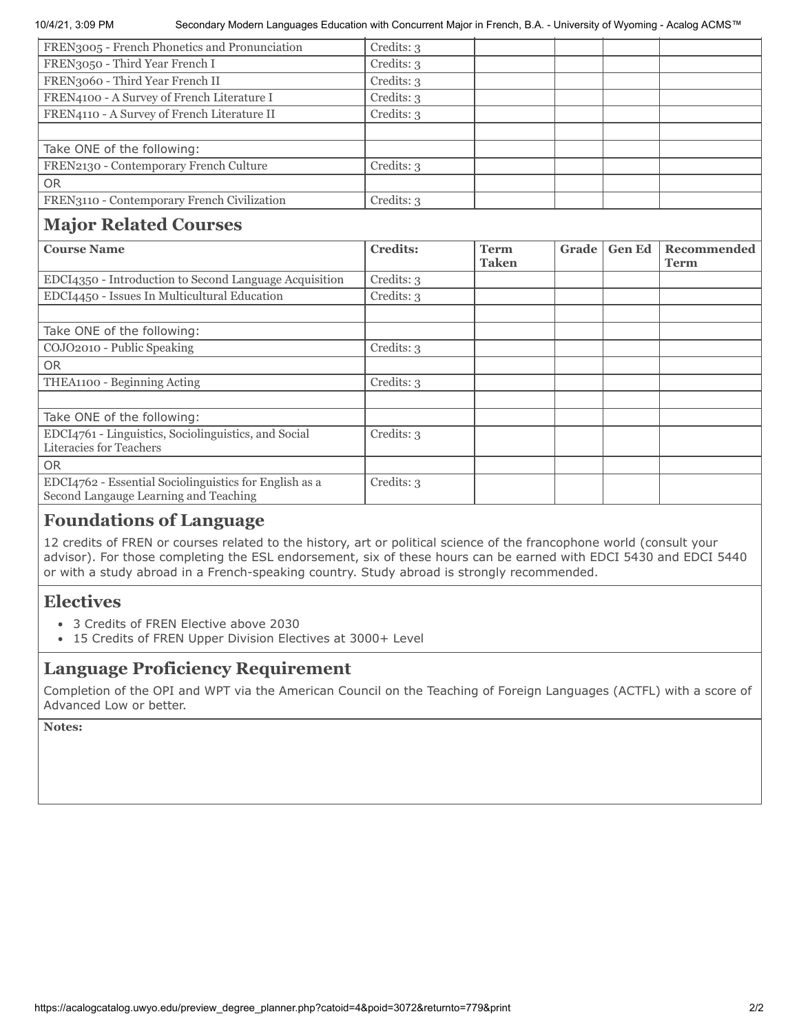| | | | | | |
|---|---|---|---|---|---|
| FREN3005 - French Phonetics and Pronunciation | Credits: 3 | | | | |
| FREN3050 - Third Year French I | Credits: 3 | | | | |
| FREN3060 - Third Year French II | Credits: 3 | | | | |
| FREN4100 - A Survey of French Literature I | Credits: 3 | | | | |
| FREN4110 - A Survey of French Literature II | Credits: 3 | | | | |
| | | | | | |
| Take ONE of the following: | | | | | |
| FREN2130 - Contemporary French Culture | Credits: 3 | | | | |
| OR | | | | | |
| FREN3110 - Contemporary French Civilization | Credits: 3 | | | | |

## Major Related Courses

| Course Name | Credits: | Term Taken | Grade | Gen Ed | Recommended Term |
|---|---|---|---|---|---|
| EDCI4350 - Introduction to Second Language Acquisition | Credits: 3 | | | | |
| EDCI4450 - Issues In Multicultural Education | Credits: 3 | | | | |
| | | | | | |
| Take ONE of the following: | | | | | |
| COJO2010 - Public Speaking | Credits: 3 | | | | |
| OR | | | | | |
| THEA1100 - Beginning Acting | Credits: 3 | | | | |
| | | | | | |
| Take ONE of the following: | | | | | |
| EDCI4761 - Linguistics, Sociolinguistics, and Social Literacies for Teachers | Credits: 3 | | | | |
| OR | | | | | |
| EDCI4762 - Essential Sociolinguistics for English as a Second Langauge Learning and Teaching | Credits: 3 | | | | |

## Foundations of Language

12 credits of FREN or courses related to the history, art or political science of the francophone world (consult your advisor). For those completing the ESL endorsement, six of these hours can be earned with EDCI 5430 and EDCI 5440 or with a study abroad in a French-speaking country. Study abroad is strongly recommended.

## Electives

- 3 Credits of FREN Elective above 2030
- 15 Credits of FREN Upper Division Electives at 3000+ Level

## Language Proficiency Requirement

Completion of the OPI and WPT via the American Council on the Teaching of Foreign Languages (ACTFL) with a score of Advanced Low or better.

**Notes:**